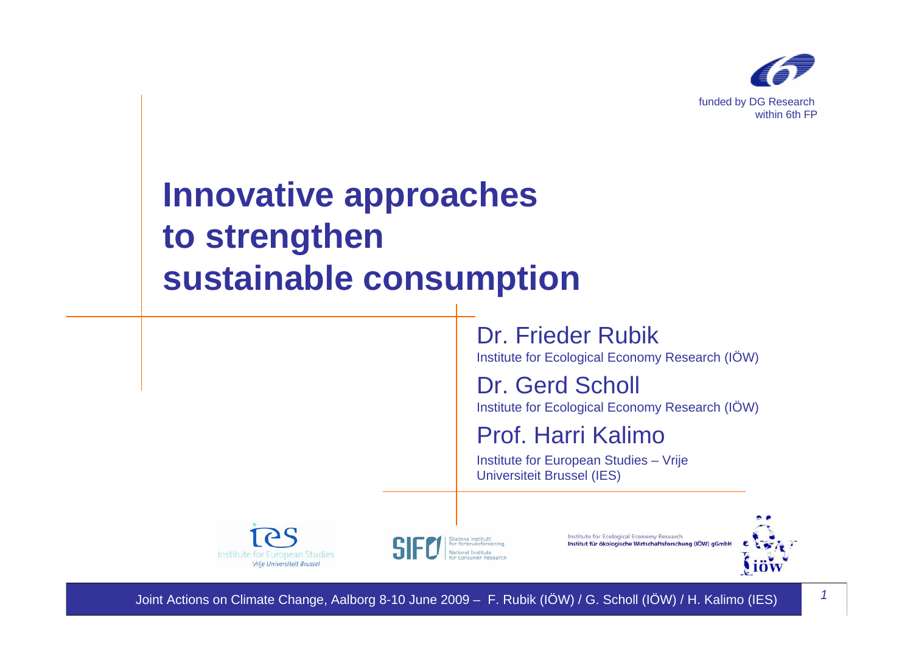funded by DG Research within 6th FP

# Innovative approaches to strengthen sustainable consumption

Dr. Frieder Rubik
Institute for Ecological Economy Research (IÖW)

Dr. Gerd Scholl
Institute for Ecological Economy Research (IÖW)

Prof. Harri Kalimo
Institute for European Studies – Vrije Universiteit Brussel (IES)

Institute for European Studies
Vrije Universiteit Brussel

SIFO Statens institutt for forbruksforskning
National Institute for Consumer Research

Institute for Ecological Economy Research
Institut für ökologische Wirtschaftsforschung (IÖW) gGmbH

Joint Actions on Climate Change, Aalborg 8-10 June 2009 – F. Rubik (IÖW) / G. Scholl (IÖW) / H. Kalimo (IES)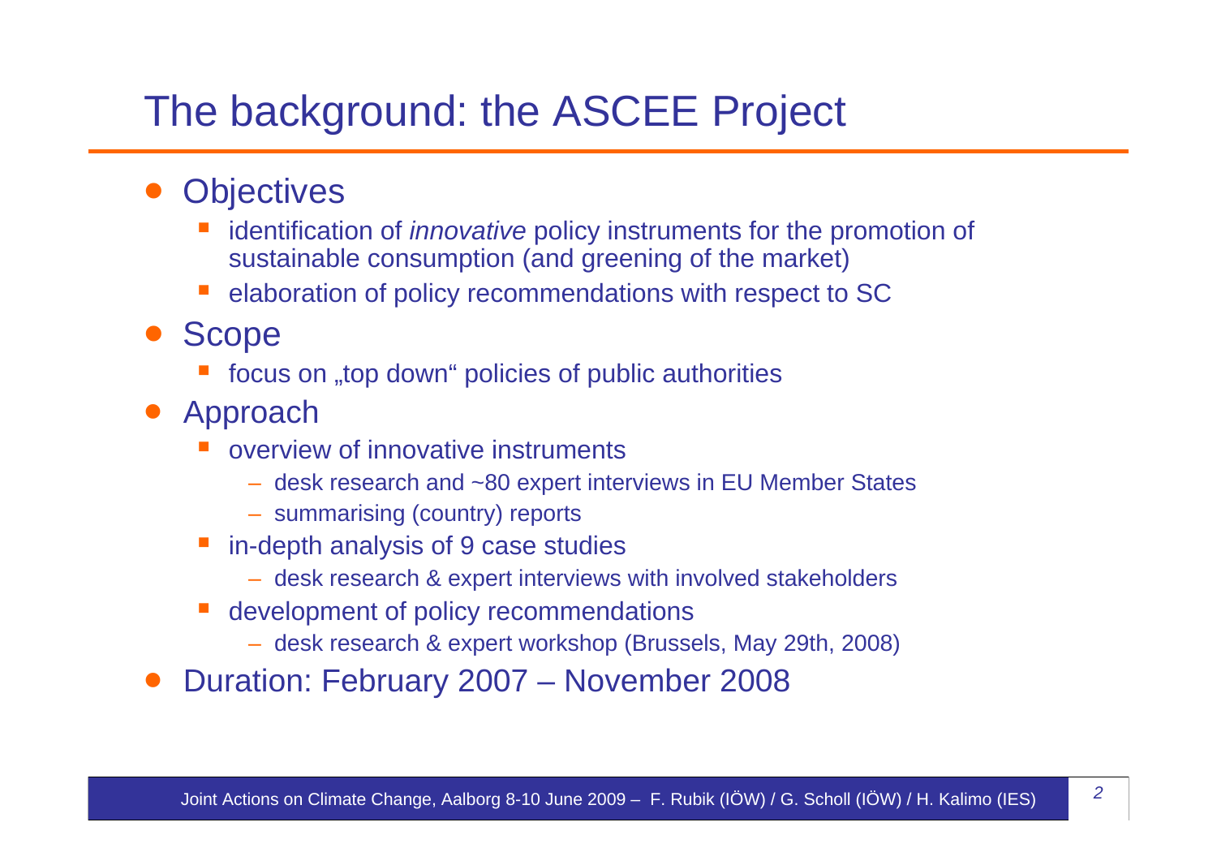# The background: the ASCEE Project

- Objectives
  - identification of *innovative* policy instruments for the promotion of sustainable consumption (and greening of the market)
  - elaboration of policy recommendations with respect to SC
- Scope
  - focus on „top down“ policies of public authorities
- Approach
  - overview of innovative instruments
    - desk research and ~80 expert interviews in EU Member States
    - summarising (country) reports
  - in-depth analysis of 9 case studies
    - desk research & expert interviews with involved stakeholders
  - development of policy recommendations
    - desk research & expert workshop (Brussels, May 29th, 2008)
- Duration: February 2007 – November 2008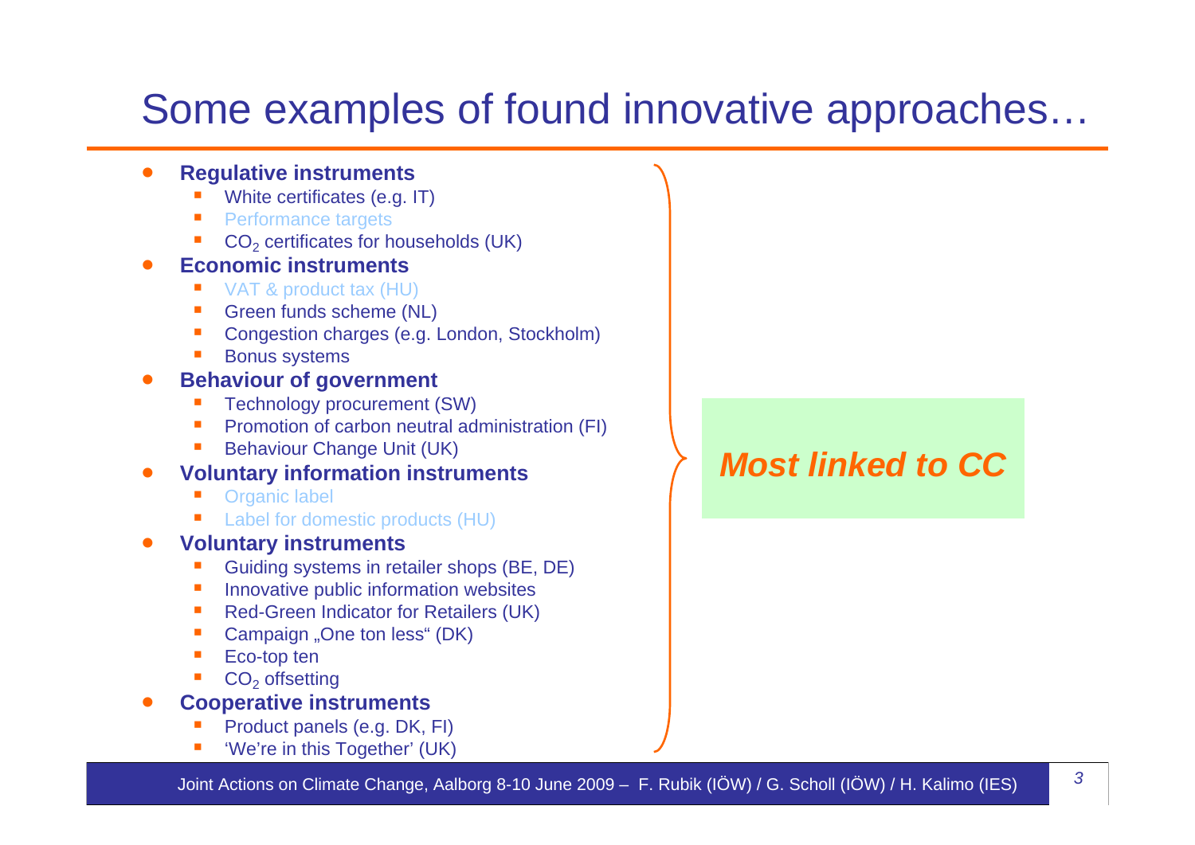# Some examples of found innovative approaches…

- **Regulative instruments**
  - White certificates (e.g. IT)
  - Performance targets
  - $CO_2$ certificates for households (UK)
- **Economic instruments**
  - VAT & product tax (HU)
  - Green funds scheme (NL)
  - Congestion charges (e.g. London, Stockholm)
  - Bonus systems
- **Behaviour of government**
  - Technology procurement (SW)
  - Promotion of carbon neutral administration (FI)
  - Behaviour Change Unit (UK)
- **Voluntary information instruments**
  - Organic label
  - Label for domestic products (HU)
- **Voluntary instruments**
  - Guiding systems in retailer shops (BE, DE)
  - Innovative public information websites
  - Red-Green Indicator for Retailers (UK)
  - Campaign „One ton less“ (DK)
  - Eco-top ten
  - $CO_2$ offsetting
- **Cooperative instruments**
  - Product panels (e.g. DK, FI)
  - 'We're in this Together' (UK)

***Most linked to CC***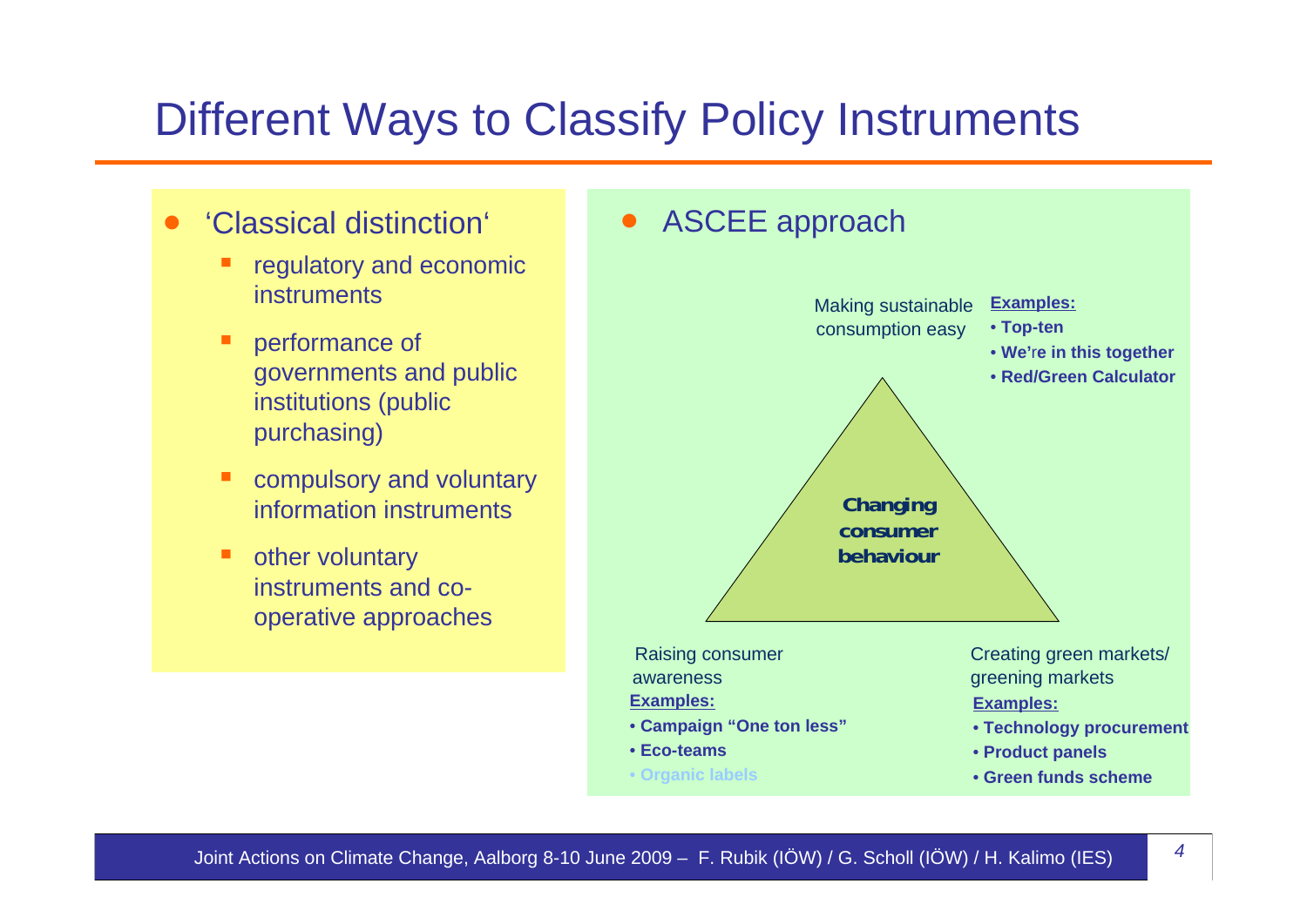# Different Ways to Classify Policy Instruments

- 'Classical distinction'
  - regulatory and economic instruments
  - performance of governments and public institutions (public purchasing)
  - compulsory and voluntary information instruments
  - other voluntary instruments and co-operative approaches

- ASCEE approach

**Changing consumer behaviour**

Making sustainable consumption easy

**Examples:**
- **Top-ten**
- **We're in this together**
- **Red/Green Calculator**

Raising consumer awareness

**Examples:**
- **Campaign "One ton less"**
- **Eco-teams**
- **Organic labels**

Creating green markets/ greening markets

**Examples:**
- **Technology procurement**
- **Product panels**
- **Green funds scheme**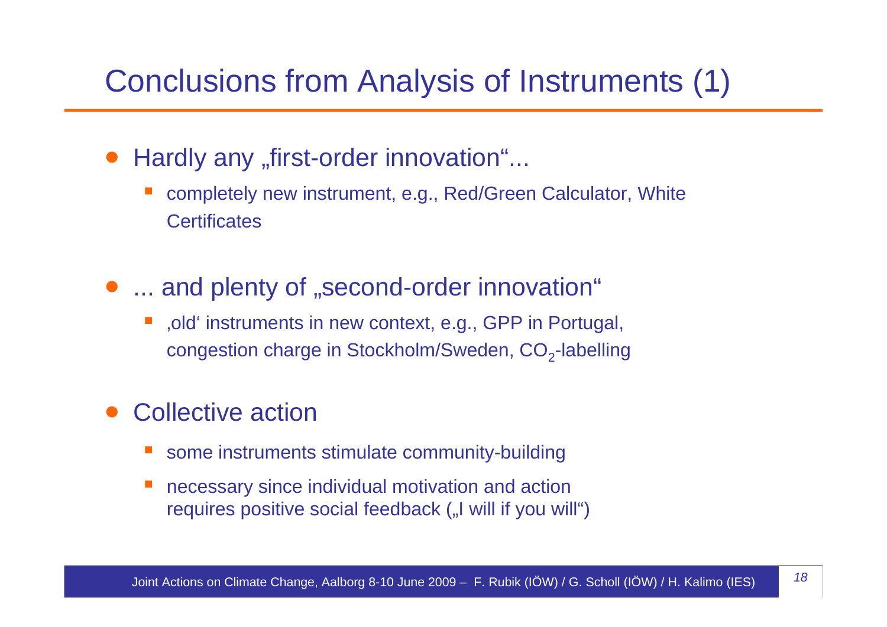# Conclusions from Analysis of Instruments (1)

- Hardly any „first-order innovation"...
  - completely new instrument, e.g., Red/Green Calculator, White Certificates
- ... and plenty of „second-order innovation"
  - ‚old' instruments in new context, e.g., GPP in Portugal, congestion charge in Stockholm/Sweden, $CO_2$-labelling
- Collective action
  - some instruments stimulate community-building
  - necessary since individual motivation and action requires positive social feedback („I will if you will")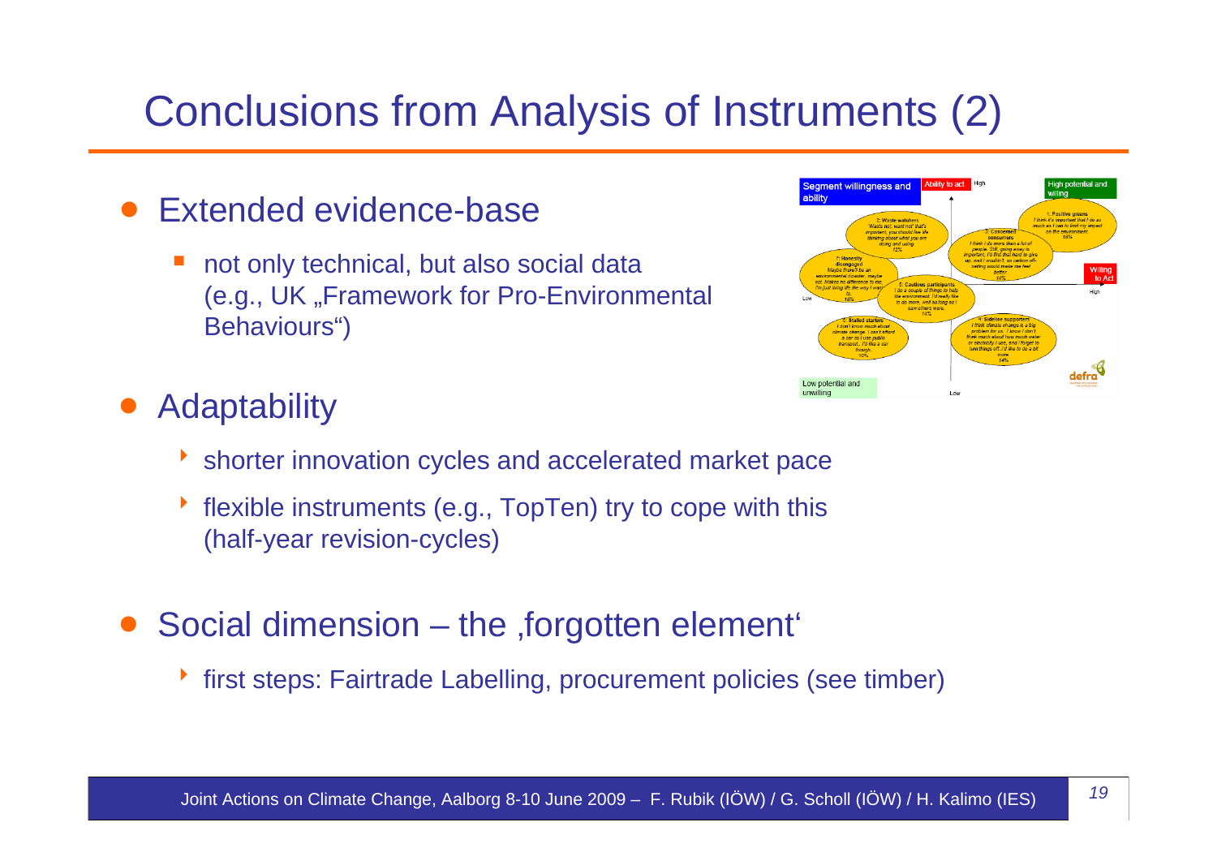# Conclusions from Analysis of Instruments (2)

- Extended evidence-base
  - not only technical, but also social data (e.g., UK „Framework for Pro-Environmental Behaviours")
- Adaptability
  - shorter innovation cycles and accelerated market pace
  - flexible instruments (e.g., TopTen) try to cope with this (half-year revision-cycles)
- Social dimension – the ‚forgotten element'
  - first steps: Fairtrade Labelling, procurement policies (see timber)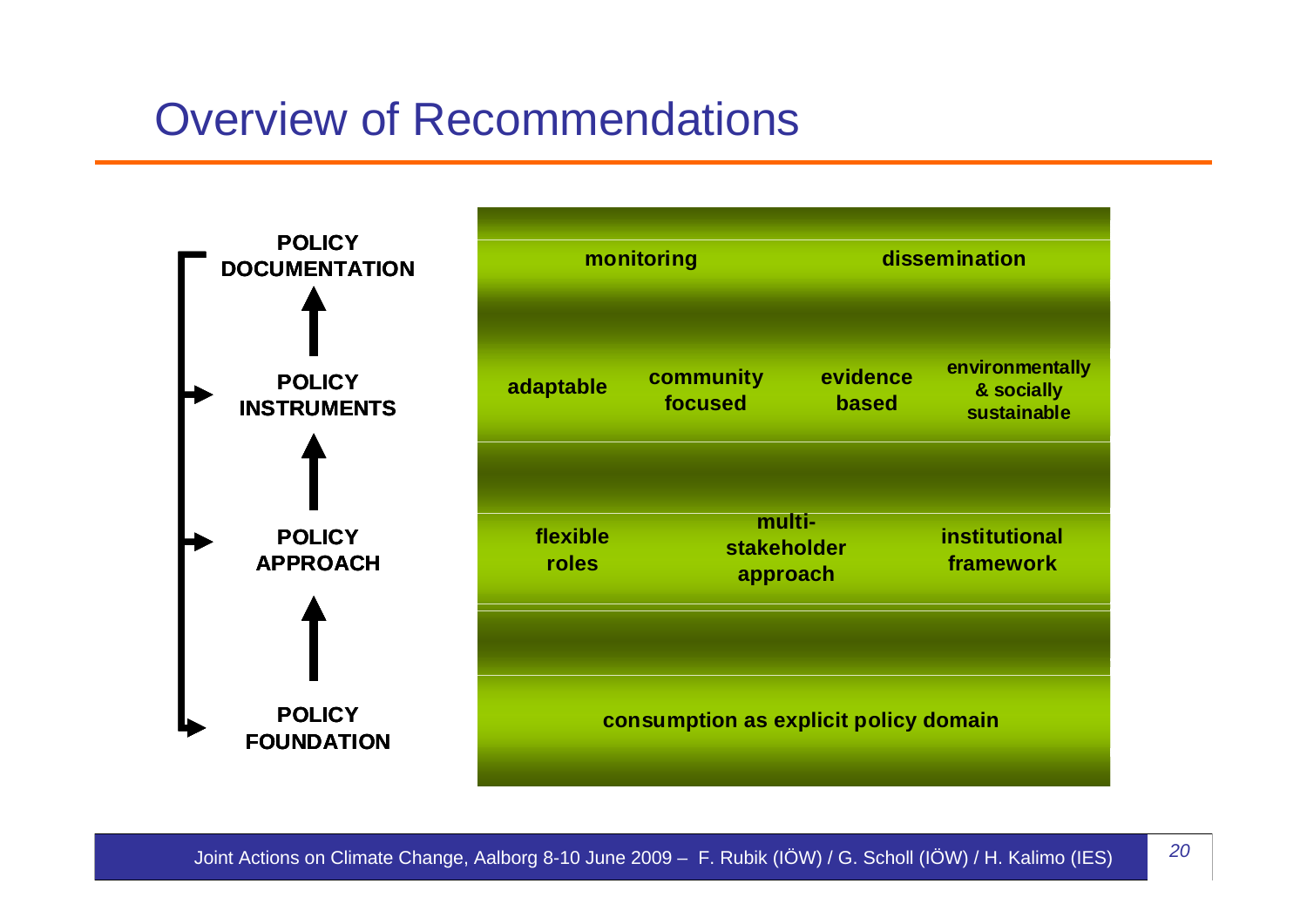# Overview of Recommendations

| Level | Recommendations |
| --- | --- |
| **POLICY DOCUMENTATION** | monitoring; dissemination |
| **POLICY INSTRUMENTS** | adaptable; community focused; evidence based; environmentally & socially sustainable |
| **POLICY APPROACH** | flexible roles; multi-stakeholder approach; institutional framework |
| **POLICY FOUNDATION** | consumption as explicit policy domain |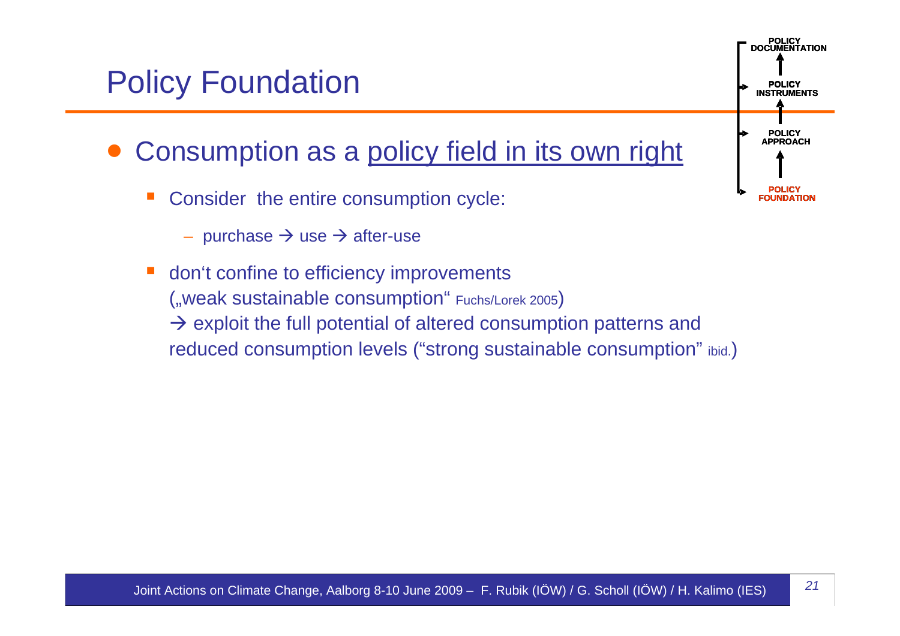# Policy Foundation

POLICY DOCUMENTATION
↑
POLICY INSTRUMENTS
↑
POLICY APPROACH
↑
POLICY FOUNDATION

- Consumption as a <u>policy field in its own right</u>
  - Consider the entire consumption cycle:
    - purchase → use → after-use
  - don‘t confine to efficiency improvements („weak sustainable consumption“ Fuchs/Lorek 2005)
    → exploit the full potential of altered consumption patterns and reduced consumption levels (“strong sustainable consumption” ibid.)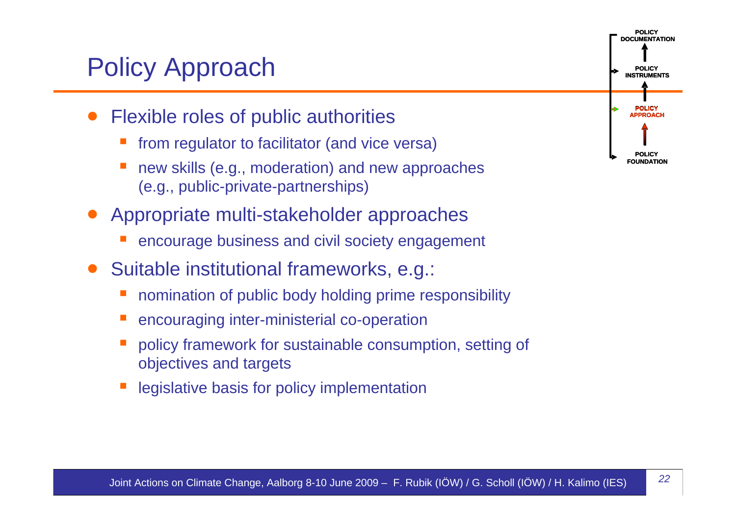# Policy Approach

- Flexible roles of public authorities
  - from regulator to facilitator (and vice versa)
  - new skills (e.g., moderation) and new approaches (e.g., public-private-partnerships)
- Appropriate multi-stakeholder approaches
  - encourage business and civil society engagement
- Suitable institutional frameworks, e.g.:
  - nomination of public body holding prime responsibility
  - encouraging inter-ministerial co-operation
  - policy framework for sustainable consumption, setting of objectives and targets
  - legislative basis for policy implementation

POLICY DOCUMENTATION

POLICY INSTRUMENTS

POLICY APPROACH

POLICY FOUNDATION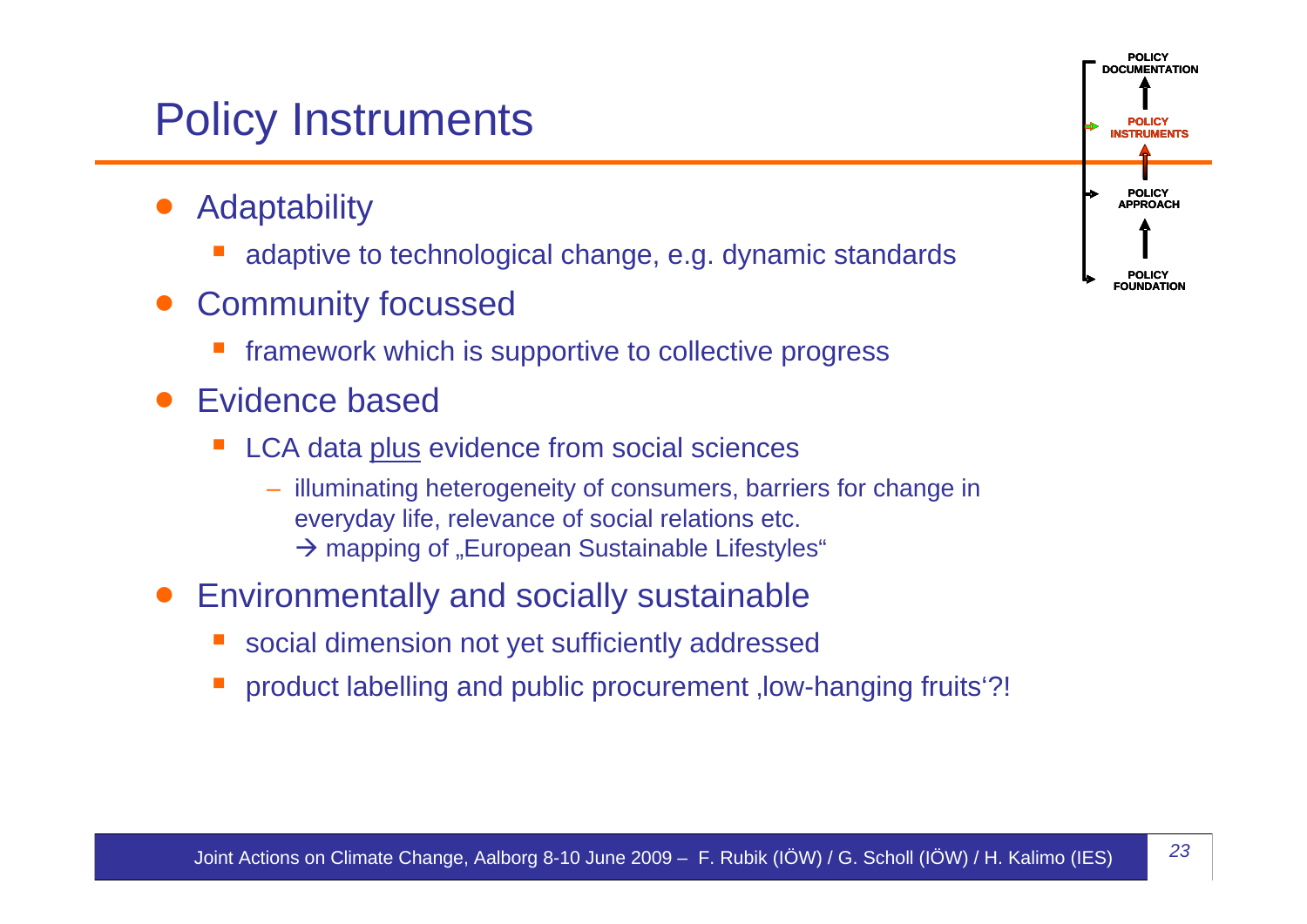# Policy Instruments

POLICY DOCUMENTATION
POLICY INSTRUMENTS
POLICY APPROACH
POLICY FOUNDATION

- Adaptability
  - adaptive to technological change, e.g. dynamic standards
- Community focussed
  - framework which is supportive to collective progress
- Evidence based
  - LCA data <u>plus</u> evidence from social sciences
    - illuminating heterogeneity of consumers, barriers for change in everyday life, relevance of social relations etc.
      → mapping of „European Sustainable Lifestyles"
- Environmentally and socially sustainable
  - social dimension not yet sufficiently addressed
  - product labelling and public procurement ‚low-hanging fruits'?!

Joint Actions on Climate Change, Aalborg 8-10 June 2009 – F. Rubik (IÖW) / G. Scholl (IÖW) / H. Kalimo (IES)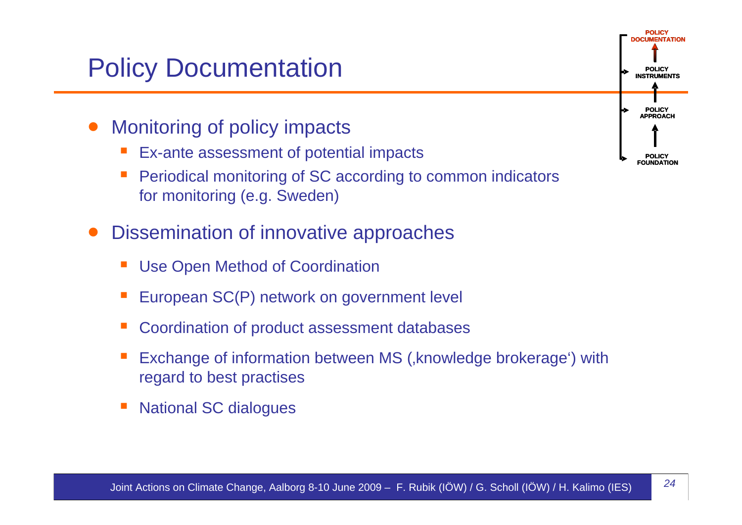# Policy Documentation

POLICY DOCUMENTATION
POLICY INSTRUMENTS
POLICY APPROACH
POLICY FOUNDATION

- Monitoring of policy impacts
  - Ex-ante assessment of potential impacts
  - Periodical monitoring of SC according to common indicators for monitoring (e.g. Sweden)
- Dissemination of innovative approaches
  - Use Open Method of Coordination
  - European SC(P) network on government level
  - Coordination of product assessment databases
  - Exchange of information between MS (‚knowledge brokerage') with regard to best practises
  - National SC dialogues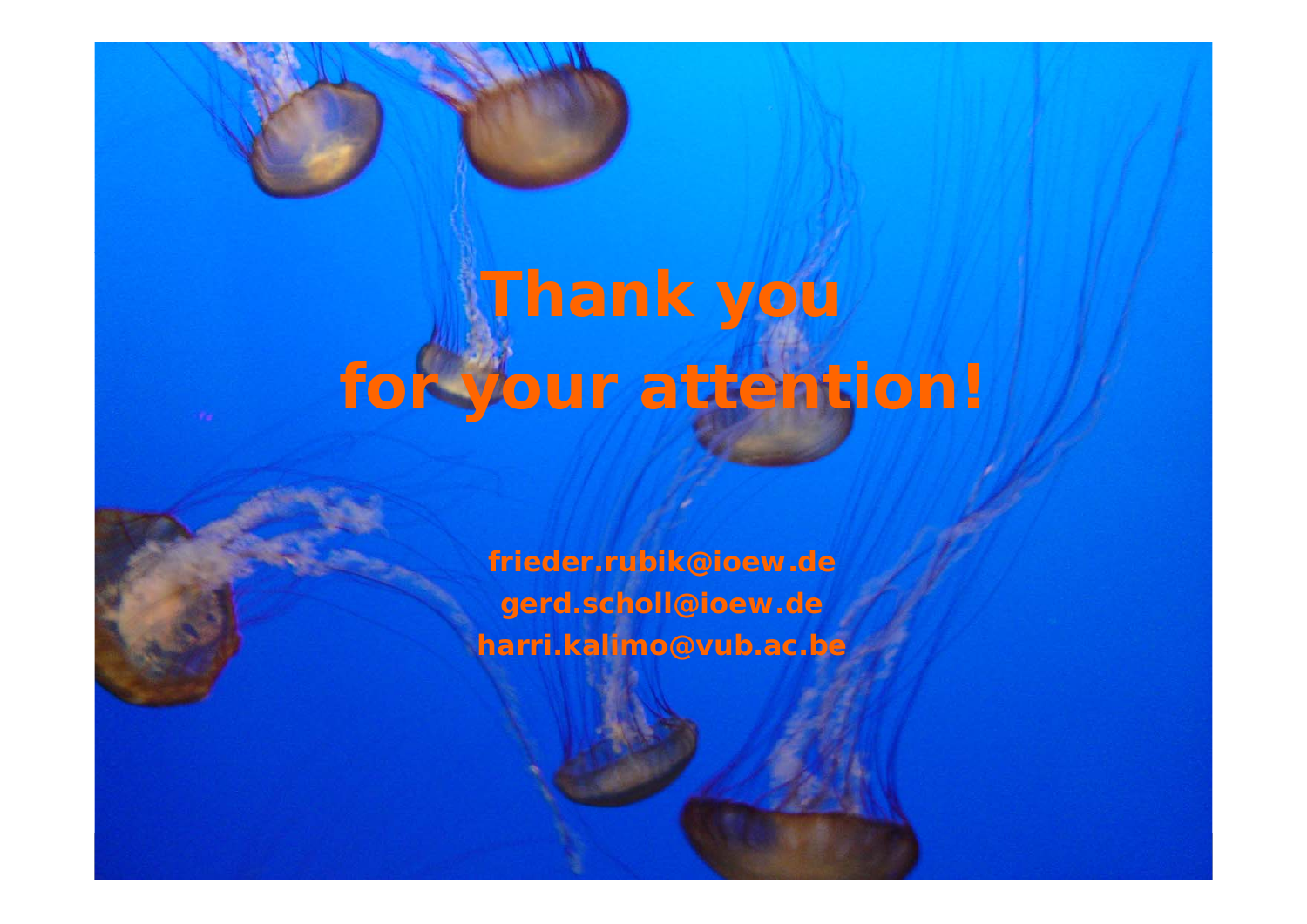# Thank you for your attention!

frieder.rubik@ioew.de
gerd.scholl@ioew.de
harri.kalimo@vub.ac.be